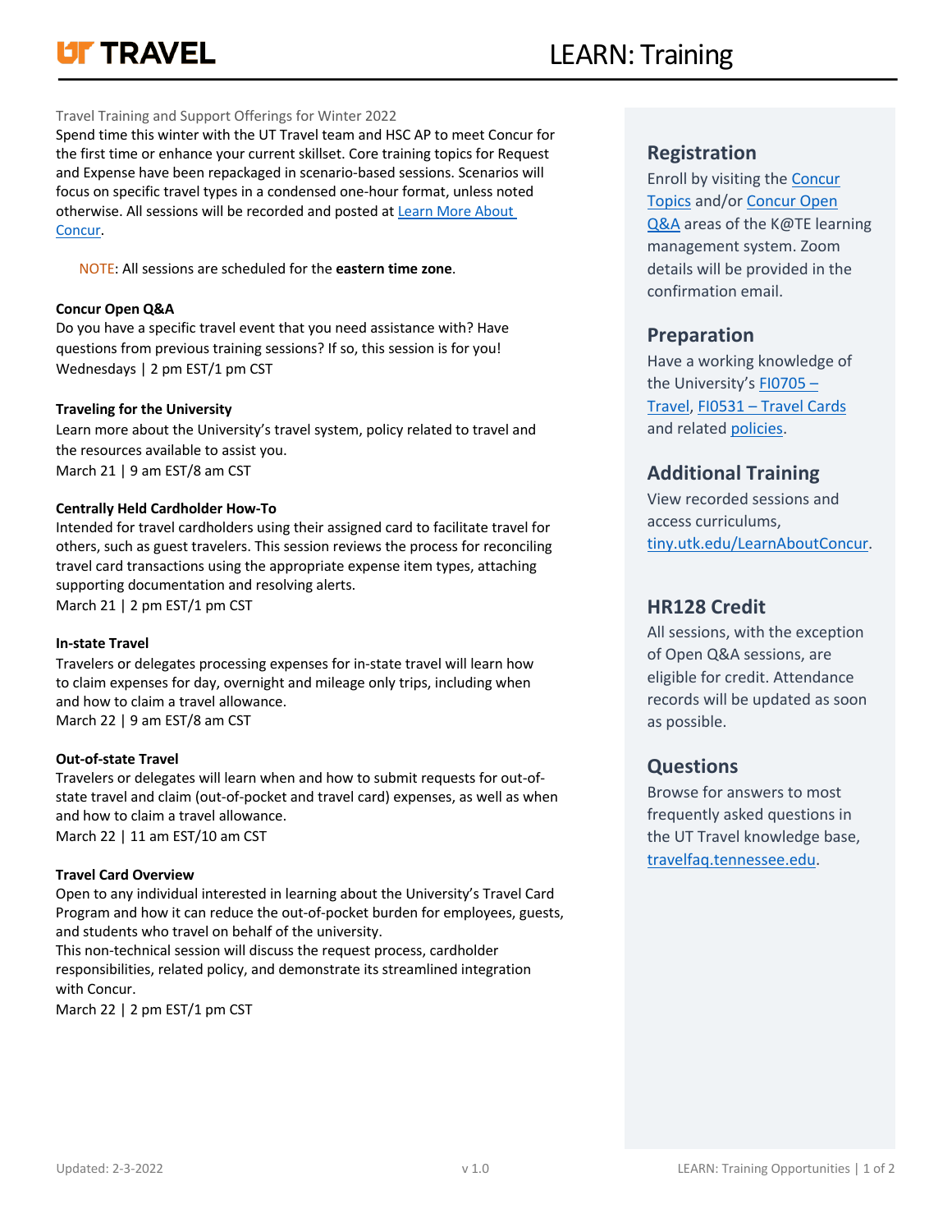# UT TRAVEL — LEARN: Training

Travel Training and Support Offerings for Winter 2022

Spend time this winter with the UT Travel team and HSC AP to meet Concur for the first time or enhance your current skillset. Core training topics for Request and Expense have been repackaged in scenario-based sessions. Scenarios will focus on specific travel types in a condensed one-hour format, unless noted otherwise. All sessions will be recorded and posted at [Learn More About Concur].

NOTE: All sessions are scheduled for the **eastern time zone**.

**Concur Open Q&A**

Do you have a specific travel event that you need assistance with? Have questions from previous training sessions? If so, this session is for you!
Wednesdays | 2 pm EST/1 pm CST

**Traveling for the University**

Learn more about the University's travel system, policy related to travel and the resources available to assist you.
March 21 | 9 am EST/8 am CST

**Centrally Held Cardholder How-To**

Intended for travel cardholders using their assigned card to facilitate travel for others, such as guest travelers. This session reviews the process for reconciling travel card transactions using the appropriate expense item types, attaching supporting documentation and resolving alerts.
March 21 | 2 pm EST/1 pm CST

**In-state Travel**

Travelers or delegates processing expenses for in-state travel will learn how to claim expenses for day, overnight and mileage only trips, including when and how to claim a travel allowance.
March 22 | 9 am EST/8 am CST

**Out-of-state Travel**

Travelers or delegates will learn when and how to submit requests for out-of-state travel and claim (out-of-pocket and travel card) expenses, as well as when and how to claim a travel allowance.
March 22 | 11 am EST/10 am CST

**Travel Card Overview**

Open to any individual interested in learning about the University's Travel Card Program and how it can reduce the out-of-pocket burden for employees, guests, and students who travel on behalf of the university.
This non-technical session will discuss the request process, cardholder responsibilities, related policy, and demonstrate its streamlined integration with Concur.
March 22 | 2 pm EST/1 pm CST

## Registration

Enroll by visiting the Concur Topics and/or Concur Open Q&A areas of the K@TE learning management system. Zoom details will be provided in the confirmation email.

## Preparation

Have a working knowledge of the University's FI0705 – Travel, FI0531 – Travel Cards and related policies.

## Additional Training

View recorded sessions and access curriculums, tiny.utk.edu/LearnAboutConcur.

## HR128 Credit

All sessions, with the exception of Open Q&A sessions, are eligible for credit. Attendance records will be updated as soon as possible.

## Questions

Browse for answers to most frequently asked questions in the UT Travel knowledge base, travelfaq.tennessee.edu.

Updated: 2-3-2022 v 1.0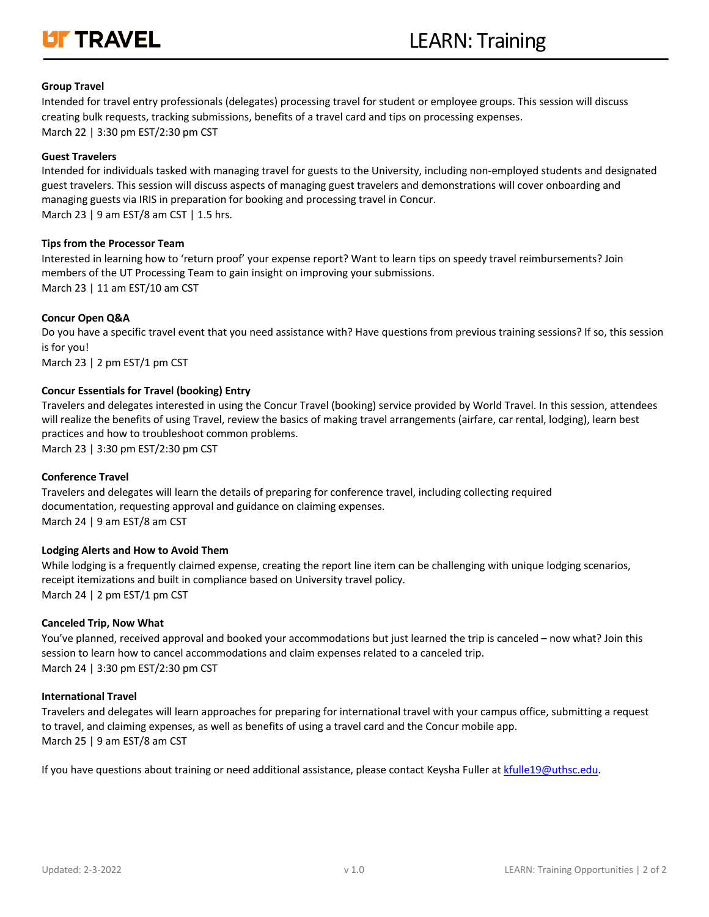**Group Travel**

Intended for travel entry professionals (delegates) processing travel for student or employee groups. This session will discuss creating bulk requests, tracking submissions, benefits of a travel card and tips on processing expenses.
March 22 | 3:30 pm EST/2:30 pm CST

**Guest Travelers**

Intended for individuals tasked with managing travel for guests to the University, including non-employed students and designated guest travelers. This session will discuss aspects of managing guest travelers and demonstrations will cover onboarding and managing guests via IRIS in preparation for booking and processing travel in Concur.
March 23 | 9 am EST/8 am CST | 1.5 hrs.

**Tips from the Processor Team**

Interested in learning how to 'return proof' your expense report? Want to learn tips on speedy travel reimbursements? Join members of the UT Processing Team to gain insight on improving your submissions.
March 23 | 11 am EST/10 am CST

**Concur Open Q&A**

Do you have a specific travel event that you need assistance with? Have questions from previous training sessions? If so, this session is for you!
March 23 | 2 pm EST/1 pm CST

**Concur Essentials for Travel (booking) Entry**

Travelers and delegates interested in using the Concur Travel (booking) service provided by World Travel. In this session, attendees will realize the benefits of using Travel, review the basics of making travel arrangements (airfare, car rental, lodging), learn best practices and how to troubleshoot common problems.
March 23 | 3:30 pm EST/2:30 pm CST

**Conference Travel**

Travelers and delegates will learn the details of preparing for conference travel, including collecting required documentation, requesting approval and guidance on claiming expenses.
March 24 | 9 am EST/8 am CST

**Lodging Alerts and How to Avoid Them**

While lodging is a frequently claimed expense, creating the report line item can be challenging with unique lodging scenarios, receipt itemizations and built in compliance based on University travel policy.
March 24 | 2 pm EST/1 pm CST

**Canceled Trip, Now What**

You've planned, received approval and booked your accommodations but just learned the trip is canceled – now what? Join this session to learn how to cancel accommodations and claim expenses related to a canceled trip.
March 24 | 3:30 pm EST/2:30 pm CST

**International Travel**

Travelers and delegates will learn approaches for preparing for international travel with your campus office, submitting a request to travel, and claiming expenses, as well as benefits of using a travel card and the Concur mobile app.
March 25 | 9 am EST/8 am CST

If you have questions about training or need additional assistance, please contact Keysha Fuller at kfulle19@uthsc.edu.